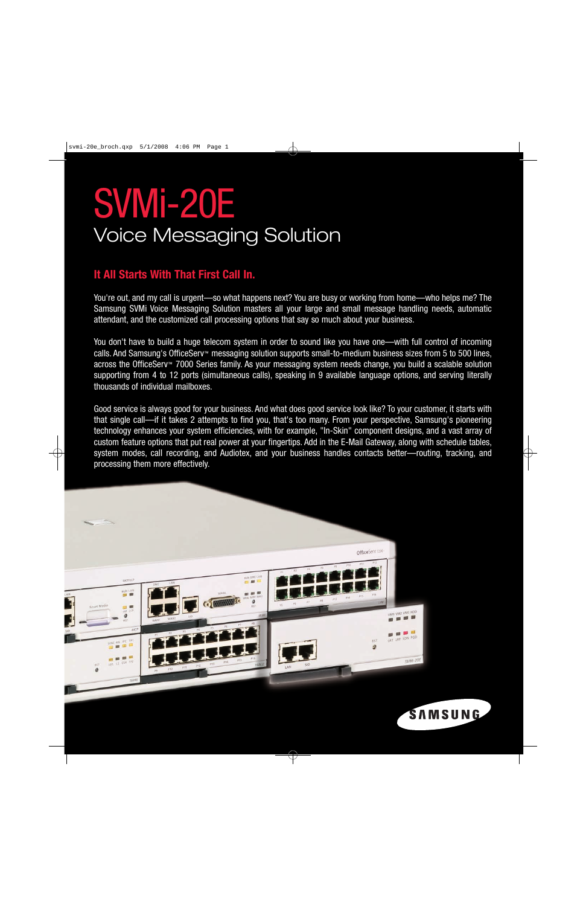# SVMi-20E

## Voice Messaging Solution

### It All Starts With That First Call In.

You're out, and my call is urgent—so what happens next? You are busy or working from home—who helps me? The Samsung SVMi Voice Messaging Solution masters all your large and small message handling needs, automatic attendant, and the customized call processing options that say so much about your business.

You don't have to build a huge telecom system in order to sound like you have one—with full control of incoming calls. And Samsung's OfficeServ™ messaging solution supports small-to-medium business sizes from 5 to 500 lines, across the OfficeServ™ 7000 Series family. As your messaging system needs change, you build a scalable solution supporting from 4 to 12 ports (simultaneous calls), speaking in 9 available language options, and serving literally thousands of individual mailboxes.

Good service is always good for your business. And what does good service look like? To your customer, it starts with that single call—if it takes 2 attempts to find you, that's too many. From your perspective, Samsung's pioneering technology enhances your system efficiencies, with for example, "In-Skin" component designs, and a vast array of custom feature options that put real power at your fingertips. Add in the E-Mail Gateway, along with schedule tables, system modes, call recording, and Audiotex, and your business handles contacts better—routing, tracking, and processing them more effectively.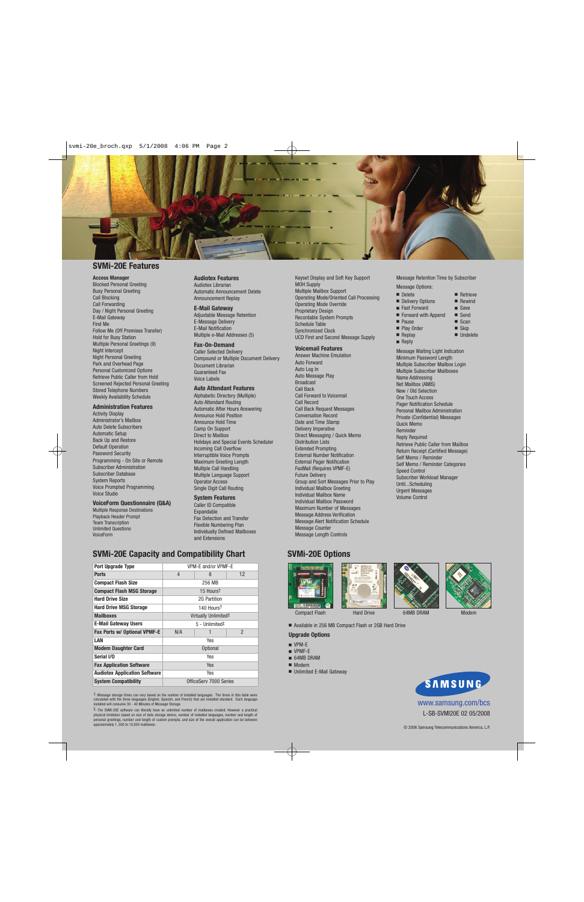## SVMi-20E Features

### Access Manager
Blocked Personal Greeting
Busy Personal Greeting
Call Blocking
Call Forwarding
Day / Night Personal Greeting
E-Mail Gateway
Find Me
Follow Me (Off Premises Transfer)
Hold for Busy Station
Multiple Personal Greetings (9)
Night Intercept
Night Personal Greeting
Park and Overhead Page
Personal Customized Options
Retrieve Public Caller from Hold
Screened Rejected Personal Greeting
Stored Telephone Numbers
Weekly Availability Schedule

### Administration Features
Activity Display
Administrator's Mailbox
Auto Delete Subscribers
Automatic Setup
Back Up and Restore
Default Operation
Password Security
Programming - On Site or Remote
Subscriber Administration
Subscriber Database
System Reports
Voice Prompted Programming
Voice Studio

### VoiceForm Questionnaire (Q&A)
Multiple Response Destinations
Playback Header Prompt
Team Transcription
Unlimited Questions
VoiceForm

### Audiotex Features
Audiotex Librarian
Automatic Announcement Delete
Announcement Replay

### E-Mail Gateway
Adjustable Message Retention
E-Message Delivery
E-Mail Notification
Multiple e-Mail Addresses (5)

### Fax-On-Demand
Caller Selected Delivery
Compound or Multiple Document Delivery
Document Librarian
Guaranteed Fax
Voice Labels

### Auto Attendant Features
Alphabetic Directory (Multiple)
Auto Attendant Routing
Automatic After Hours Answering
Announce Hold Position
Announce Hold Time
Camp On Support
Direct to Mailbox
Holidays and Special Events Scheduler
Incoming Call Overflow
Interruptible Voice Prompts
Maximum Greeting Length
Multiple Call Handling
Multiple Language Support
Operator Access
Single Digit Call Routing

### System Features
Caller ID Compatible
Expandable
Fax Detection and Transfer
Flexible Numbering Plan
Individually Defined Mailboxes and Extensions

Keyset Display and Soft Key Support
MOH Supply
Multiple Mailbox Support
Operating Mode/Oriented Call Processing
Operating Mode Override
Proprietary Design
Recordable System Prompts
Schedule Table
Synchronized Clock
UCD First and Second Message Supply

### Voicemail Features
Answer Machine Emulation
Auto Forward
Auto Log In
Auto Message Play
Broadcast
Call Back
Call Forward to Voicemail
Call Record
Call Back Request Messages
Conversation Record
Date and Time Stamp
Delivery Imperative
Direct Messaging / Quick Memo
Distribution Lists
Extended Prompting
External Number Notification
External Pager Notification
FaxMail (Requires VPMF-E)
Future Delivery
Group and Sort Messages Prior to Play
Individual Mailbox Greeting
Individual Mailbox Name
Individual Mailbox Password
Maximum Number of Messages
Message Address Verification
Message Alert Notification Schedule
Message Counter
Message Length Controls

Message Retention Time by Subscriber

Message Options:

- Delete
- Delivery Options
- Fast Forward
- Forward with Append
- Pause
- Play Order
- Replay
- Reply
- Retrieve
- Rewind
- Save
- Send
- Scan
- Skip
- Undelete

Message Waiting Light Indication
Minimum Password Length
Multiple Subscriber Mailbox Login
Multiple Subscriber Mailboxes
Name Addressing
Net Mailbox (AMIS)
New / Old Selection
One Touch Access
Pager Notification Schedule
Personal Mailbox Administration
Private (Confidential) Messages
Quick Memo
Reminder
Reply Required
Retrieve Public Caller from Mailbox
Return Receipt (Certified Message)
Self Memo / Reminder
Self Memo / Reminder Categories
Speed Control
Subscriber Workload Manager
Until...Scheduling
Urgent Messages
Volume Control

## SVMi-20E Capacity and Compatibility Chart

| Port Upgrade Type | VPM-E and/or VPMF-E | | |
|---|---|---|---|
| Ports | 4 | 8 | 12 |
| Compact Flash Size | 256 MB | | |
| Compact Flash MSG Storage | 15 Hours† | | |
| Hard Drive Size | 2G Partition | | |
| Hard Drive MSG Storage | 140 Hours† | | |
| Mailboxes | Virtually Unlimited‡ | | |
| E-Mail Gateway Users | 5 - Unlimited‡ | | |
| Fax Ports w/ Optional VPMF-E | N/A | 1 | 2 |
| LAN | Yes | | |
| Modem Daughter Card | Optional | | |
| Serial I/O | Yes | | |
| Fax Application Software | Yes | | |
| Audiotex Application Software | Yes | | |
| System Compatibility | OfficeServ 7000 Series | | |

† Message storage times can vary based on the number of installed languages. The times in this table were calculated with the three languages (English, Spanish, and French) that are installed standard. Each language installed will consume 30 - 40 Minutes of Message Storage.

‡ The SVMi-20E software can literally have an unlimited number of mailboxes created. However a practical physical limitation based on size of data storage device, number and length of installed languages, number and length of personal greetings, number and length of custom prompts, and size of the overall application can be between approximately 1, 000 to 10,000 mailboxes.

## SVMi-20E Options

Compact Flash

Hard Drive

64MB DRAM

Modem

- Available in 256 MB Compact Flash or 2GB Hard Drive

### Upgrade Options

- VPM-E
- VPMF-E
- 64MB DRAM
- Modem
- Unlimited E-Mail Gateway

SAMSUNG

www.samsung.com/bcs

L-SB-SVMI20E 02 05/2008

© 2006 Samsung Telecommunications America, L.P.